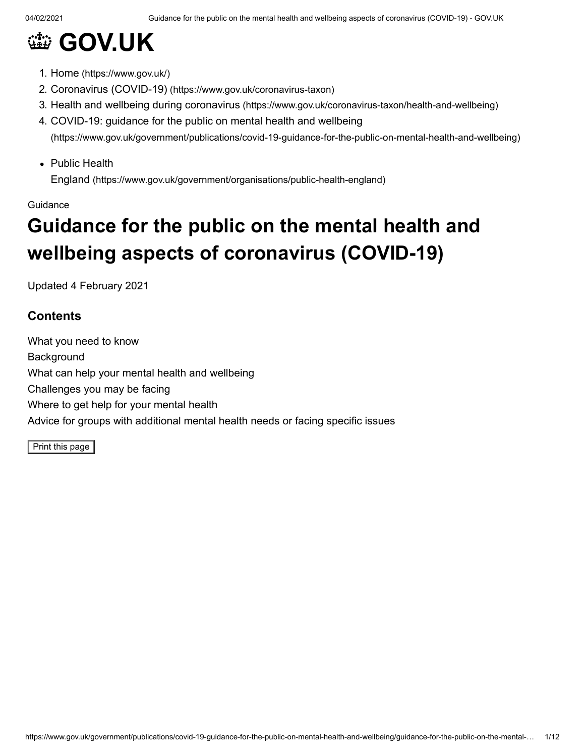# 🏛 GOV.UK

1. Home (https://www.gov.uk/)
2. Coronavirus (COVID-19) (https://www.gov.uk/coronavirus-taxon)
3. Health and wellbeing during coronavirus (https://www.gov.uk/coronavirus-taxon/health-and-wellbeing)
4. COVID-19: guidance for the public on mental health and wellbeing (https://www.gov.uk/government/publications/covid-19-guidance-for-the-public-on-mental-health-and-wellbeing)

- Public Health England (https://www.gov.uk/government/organisations/public-health-england)

Guidance

# Guidance for the public on the mental health and wellbeing aspects of coronavirus (COVID-19)

Updated 4 February 2021

## Contents

What you need to know
Background
What can help your mental health and wellbeing
Challenges you may be facing
Where to get help for your mental health
Advice for groups with additional mental health needs or facing specific issues

Print this page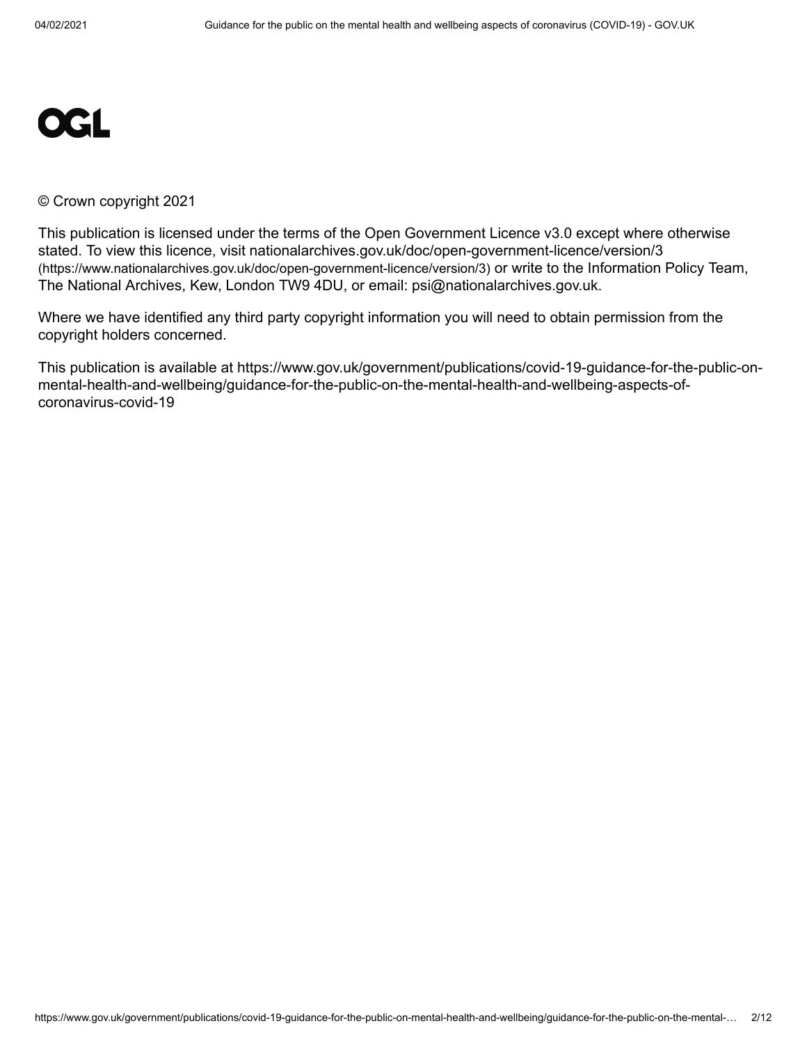OGL

© Crown copyright 2021

This publication is licensed under the terms of the Open Government Licence v3.0 except where otherwise stated. To view this licence, visit nationalarchives.gov.uk/doc/open-government-licence/version/3 (https://www.nationalarchives.gov.uk/doc/open-government-licence/version/3) or write to the Information Policy Team, The National Archives, Kew, London TW9 4DU, or email: psi@nationalarchives.gov.uk.

Where we have identified any third party copyright information you will need to obtain permission from the copyright holders concerned.

This publication is available at https://www.gov.uk/government/publications/covid-19-guidance-for-the-public-on-mental-health-and-wellbeing/guidance-for-the-public-on-the-mental-health-and-wellbeing-aspects-of-coronavirus-covid-19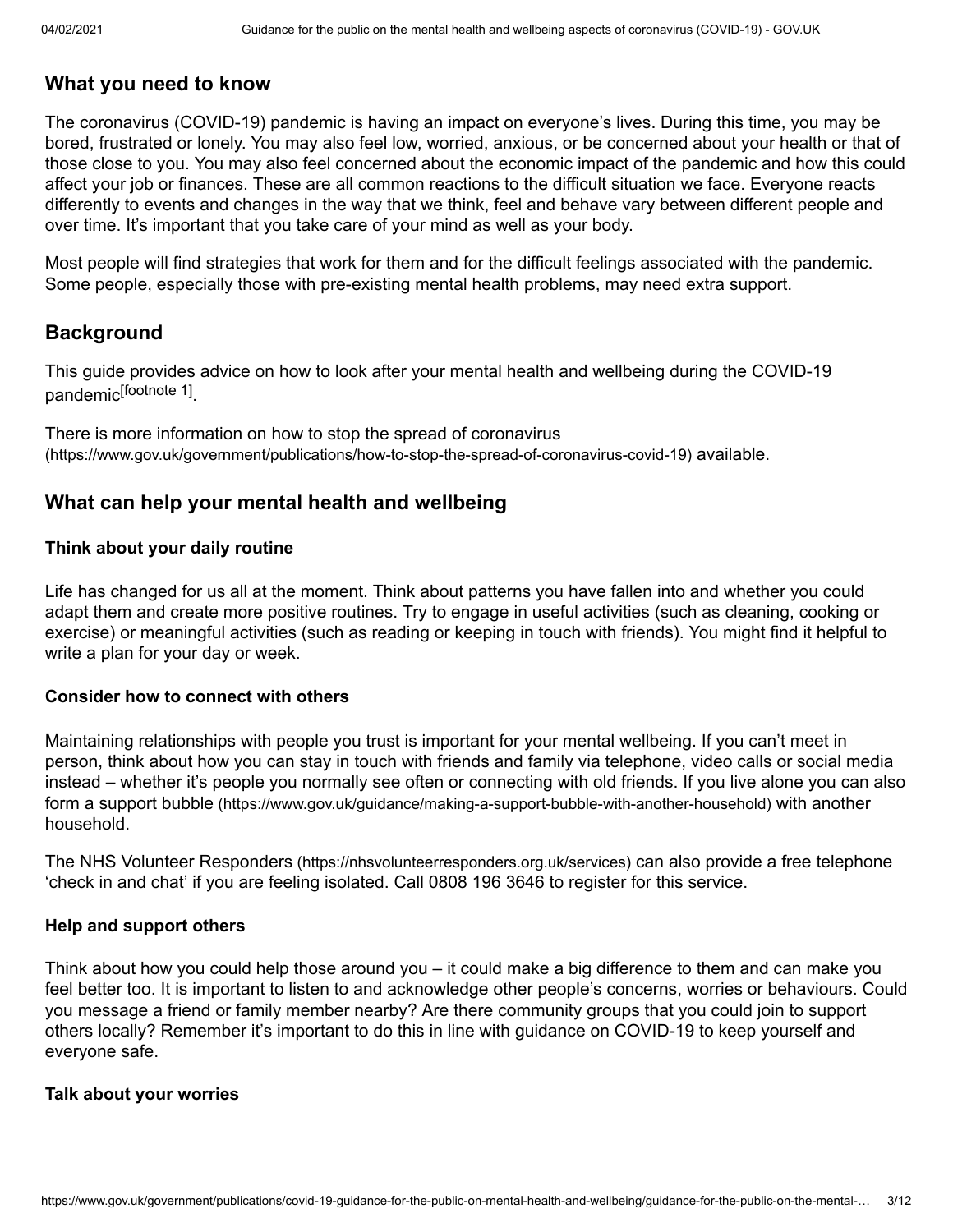## What you need to know

The coronavirus (COVID-19) pandemic is having an impact on everyone's lives. During this time, you may be bored, frustrated or lonely. You may also feel low, worried, anxious, or be concerned about your health or that of those close to you. You may also feel concerned about the economic impact of the pandemic and how this could affect your job or finances. These are all common reactions to the difficult situation we face. Everyone reacts differently to events and changes in the way that we think, feel and behave vary between different people and over time. It's important that you take care of your mind as well as your body.

Most people will find strategies that work for them and for the difficult feelings associated with the pandemic. Some people, especially those with pre-existing mental health problems, may need extra support.

## Background

This guide provides advice on how to look after your mental health and wellbeing during the COVID-19 pandemic[footnote 1].

There is more information on how to stop the spread of coronavirus (https://www.gov.uk/government/publications/how-to-stop-the-spread-of-coronavirus-covid-19) available.

## What can help your mental health and wellbeing

### Think about your daily routine

Life has changed for us all at the moment. Think about patterns you have fallen into and whether you could adapt them and create more positive routines. Try to engage in useful activities (such as cleaning, cooking or exercise) or meaningful activities (such as reading or keeping in touch with friends). You might find it helpful to write a plan for your day or week.

### Consider how to connect with others

Maintaining relationships with people you trust is important for your mental wellbeing. If you can't meet in person, think about how you can stay in touch with friends and family via telephone, video calls or social media instead – whether it's people you normally see often or connecting with old friends. If you live alone you can also form a support bubble (https://www.gov.uk/guidance/making-a-support-bubble-with-another-household) with another household.

The NHS Volunteer Responders (https://nhsvolunteerresponders.org.uk/services) can also provide a free telephone 'check in and chat' if you are feeling isolated. Call 0808 196 3646 to register for this service.

### Help and support others

Think about how you could help those around you – it could make a big difference to them and can make you feel better too. It is important to listen to and acknowledge other people's concerns, worries or behaviours. Could you message a friend or family member nearby? Are there community groups that you could join to support others locally? Remember it's important to do this in line with guidance on COVID-19 to keep yourself and everyone safe.

### Talk about your worries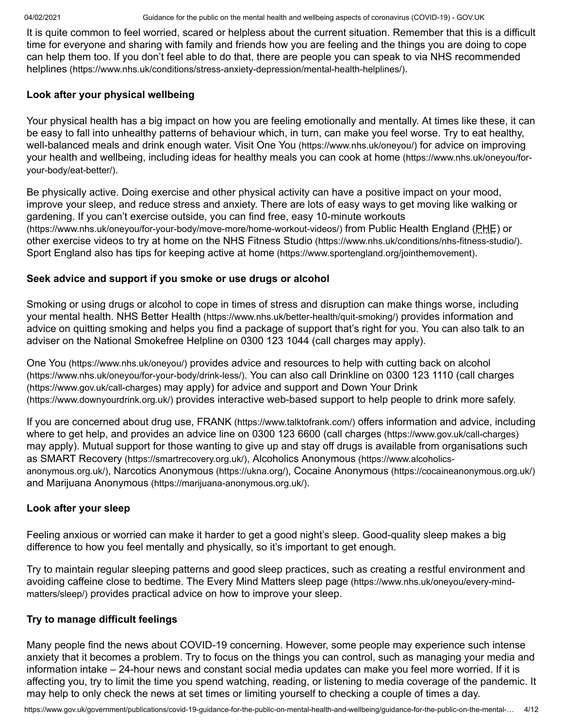It is quite common to feel worried, scared or helpless about the current situation. Remember that this is a difficult time for everyone and sharing with family and friends how you are feeling and the things you are doing to cope can help them too. If you don't feel able to do that, there are people you can speak to via NHS recommended helplines (https://www.nhs.uk/conditions/stress-anxiety-depression/mental-health-helplines/).

### Look after your physical wellbeing

Your physical health has a big impact on how you are feeling emotionally and mentally. At times like these, it can be easy to fall into unhealthy patterns of behaviour which, in turn, can make you feel worse. Try to eat healthy, well-balanced meals and drink enough water. Visit One You (https://www.nhs.uk/oneyou/) for advice on improving your health and wellbeing, including ideas for healthy meals you can cook at home (https://www.nhs.uk/oneyou/for-your-body/eat-better/).

Be physically active. Doing exercise and other physical activity can have a positive impact on your mood, improve your sleep, and reduce stress and anxiety. There are lots of easy ways to get moving like walking or gardening. If you can't exercise outside, you can find free, easy 10-minute workouts (https://www.nhs.uk/oneyou/for-your-body/move-more/home-workout-videos/) from Public Health England (PHE) or other exercise videos to try at home on the NHS Fitness Studio (https://www.nhs.uk/conditions/nhs-fitness-studio/). Sport England also has tips for keeping active at home (https://www.sportengland.org/jointhemovement).

### Seek advice and support if you smoke or use drugs or alcohol

Smoking or using drugs or alcohol to cope in times of stress and disruption can make things worse, including your mental health. NHS Better Health (https://www.nhs.uk/better-health/quit-smoking/) provides information and advice on quitting smoking and helps you find a package of support that's right for you. You can also talk to an adviser on the National Smokefree Helpline on 0300 123 1044 (call charges may apply).

One You (https://www.nhs.uk/oneyou/) provides advice and resources to help with cutting back on alcohol (https://www.nhs.uk/oneyou/for-your-body/drink-less/). You can also call Drinkline on 0300 123 1110 (call charges (https://www.gov.uk/call-charges) may apply) for advice and support and Down Your Drink (https://www.downyourdrink.org.uk/) provides interactive web-based support to help people to drink more safely.

If you are concerned about drug use, FRANK (https://www.talktofrank.com/) offers information and advice, including where to get help, and provides an advice line on 0300 123 6600 (call charges (https://www.gov.uk/call-charges) may apply). Mutual support for those wanting to give up and stay off drugs is available from organisations such as SMART Recovery (https://smartrecovery.org.uk/), Alcoholics Anonymous (https://www.alcoholics-anonymous.org.uk/), Narcotics Anonymous (https://ukna.org/), Cocaine Anonymous (https://cocaineanonymous.org.uk/) and Marijuana Anonymous (https://marijuana-anonymous.org.uk/).

### Look after your sleep

Feeling anxious or worried can make it harder to get a good night's sleep. Good-quality sleep makes a big difference to how you feel mentally and physically, so it's important to get enough.

Try to maintain regular sleeping patterns and good sleep practices, such as creating a restful environment and avoiding caffeine close to bedtime. The Every Mind Matters sleep page (https://www.nhs.uk/oneyou/every-mind-matters/sleep/) provides practical advice on how to improve your sleep.

### Try to manage difficult feelings

Many people find the news about COVID-19 concerning. However, some people may experience such intense anxiety that it becomes a problem. Try to focus on the things you can control, such as managing your media and information intake – 24-hour news and constant social media updates can make you feel more worried. If it is affecting you, try to limit the time you spend watching, reading, or listening to media coverage of the pandemic. It may help to only check the news at set times or limiting yourself to checking a couple of times a day.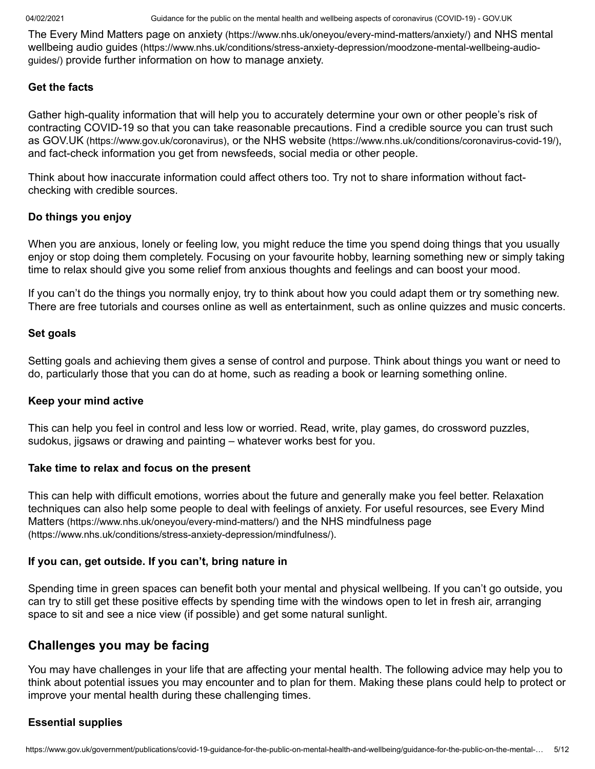The Every Mind Matters page on anxiety (https://www.nhs.uk/oneyou/every-mind-matters/anxiety/) and NHS mental wellbeing audio guides (https://www.nhs.uk/conditions/stress-anxiety-depression/moodzone-mental-wellbeing-audio-guides/) provide further information on how to manage anxiety.

#### Get the facts

Gather high-quality information that will help you to accurately determine your own or other people's risk of contracting COVID-19 so that you can take reasonable precautions. Find a credible source you can trust such as GOV.UK (https://www.gov.uk/coronavirus), or the NHS website (https://www.nhs.uk/conditions/coronavirus-covid-19/), and fact-check information you get from newsfeeds, social media or other people.

Think about how inaccurate information could affect others too. Try not to share information without fact-checking with credible sources.

#### Do things you enjoy

When you are anxious, lonely or feeling low, you might reduce the time you spend doing things that you usually enjoy or stop doing them completely. Focusing on your favourite hobby, learning something new or simply taking time to relax should give you some relief from anxious thoughts and feelings and can boost your mood.

If you can't do the things you normally enjoy, try to think about how you could adapt them or try something new. There are free tutorials and courses online as well as entertainment, such as online quizzes and music concerts.

#### Set goals

Setting goals and achieving them gives a sense of control and purpose. Think about things you want or need to do, particularly those that you can do at home, such as reading a book or learning something online.

#### Keep your mind active

This can help you feel in control and less low or worried. Read, write, play games, do crossword puzzles, sudokus, jigsaws or drawing and painting – whatever works best for you.

#### Take time to relax and focus on the present

This can help with difficult emotions, worries about the future and generally make you feel better. Relaxation techniques can also help some people to deal with feelings of anxiety. For useful resources, see Every Mind Matters (https://www.nhs.uk/oneyou/every-mind-matters/) and the NHS mindfulness page (https://www.nhs.uk/conditions/stress-anxiety-depression/mindfulness/).

#### If you can, get outside. If you can't, bring nature in

Spending time in green spaces can benefit both your mental and physical wellbeing. If you can't go outside, you can try to still get these positive effects by spending time with the windows open to let in fresh air, arranging space to sit and see a nice view (if possible) and get some natural sunlight.

## Challenges you may be facing

You may have challenges in your life that are affecting your mental health. The following advice may help you to think about potential issues you may encounter and to plan for them. Making these plans could help to protect or improve your mental health during these challenging times.

#### Essential supplies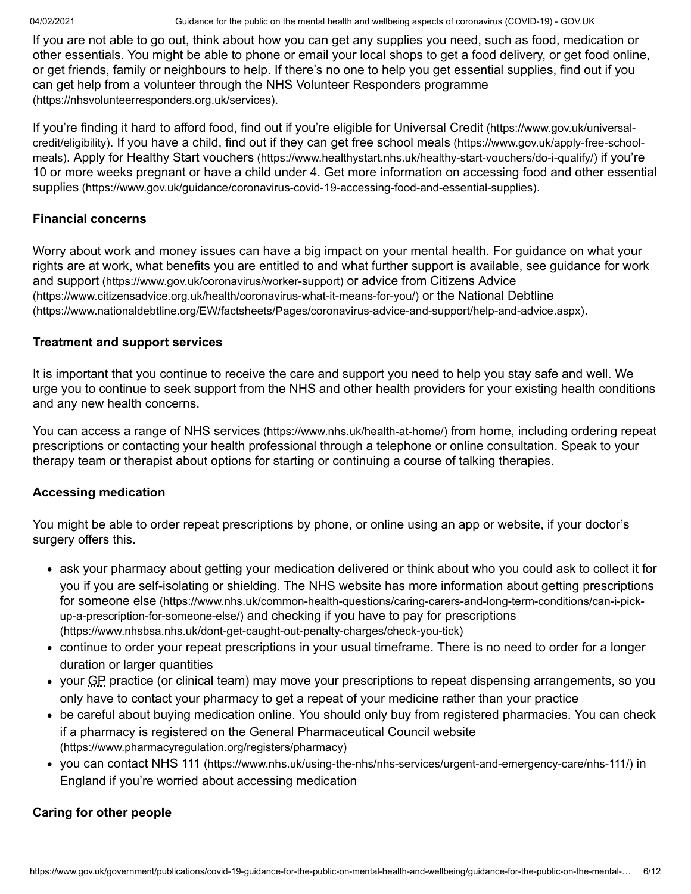If you are not able to go out, think about how you can get any supplies you need, such as food, medication or other essentials. You might be able to phone or email your local shops to get a food delivery, or get food online, or get friends, family or neighbours to help. If there's no one to help you get essential supplies, find out if you can get help from a volunteer through the NHS Volunteer Responders programme (https://nhsvolunteerresponders.org.uk/services).

If you're finding it hard to afford food, find out if you're eligible for Universal Credit (https://www.gov.uk/universal-credit/eligibility). If you have a child, find out if they can get free school meals (https://www.gov.uk/apply-free-school-meals). Apply for Healthy Start vouchers (https://www.healthystart.nhs.uk/healthy-start-vouchers/do-i-qualify/) if you're 10 or more weeks pregnant or have a child under 4. Get more information on accessing food and other essential supplies (https://www.gov.uk/guidance/coronavirus-covid-19-accessing-food-and-essential-supplies).

#### Financial concerns

Worry about work and money issues can have a big impact on your mental health. For guidance on what your rights are at work, what benefits you are entitled to and what further support is available, see guidance for work and support (https://www.gov.uk/coronavirus/worker-support) or advice from Citizens Advice (https://www.citizensadvice.org.uk/health/coronavirus-what-it-means-for-you/) or the National Debtline (https://www.nationaldebtline.org/EW/factsheets/Pages/coronavirus-advice-and-support/help-and-advice.aspx).

#### Treatment and support services

It is important that you continue to receive the care and support you need to help you stay safe and well. We urge you to continue to seek support from the NHS and other health providers for your existing health conditions and any new health concerns.

You can access a range of NHS services (https://www.nhs.uk/health-at-home/) from home, including ordering repeat prescriptions or contacting your health professional through a telephone or online consultation. Speak to your therapy team or therapist about options for starting or continuing a course of talking therapies.

#### Accessing medication

You might be able to order repeat prescriptions by phone, or online using an app or website, if your doctor's surgery offers this.

- ask your pharmacy about getting your medication delivered or think about who you could ask to collect it for you if you are self-isolating or shielding. The NHS website has more information about getting prescriptions for someone else (https://www.nhs.uk/common-health-questions/caring-carers-and-long-term-conditions/can-i-pick-up-a-prescription-for-someone-else/) and checking if you have to pay for prescriptions (https://www.nhsbsa.nhs.uk/dont-get-caught-out-penalty-charges/check-you-tick)
- continue to order your repeat prescriptions in your usual timeframe. There is no need to order for a longer duration or larger quantities
- your GP practice (or clinical team) may move your prescriptions to repeat dispensing arrangements, so you only have to contact your pharmacy to get a repeat of your medicine rather than your practice
- be careful about buying medication online. You should only buy from registered pharmacies. You can check if a pharmacy is registered on the General Pharmaceutical Council website (https://www.pharmacyregulation.org/registers/pharmacy)
- you can contact NHS 111 (https://www.nhs.uk/using-the-nhs/nhs-services/urgent-and-emergency-care/nhs-111/) in England if you're worried about accessing medication

#### Caring for other people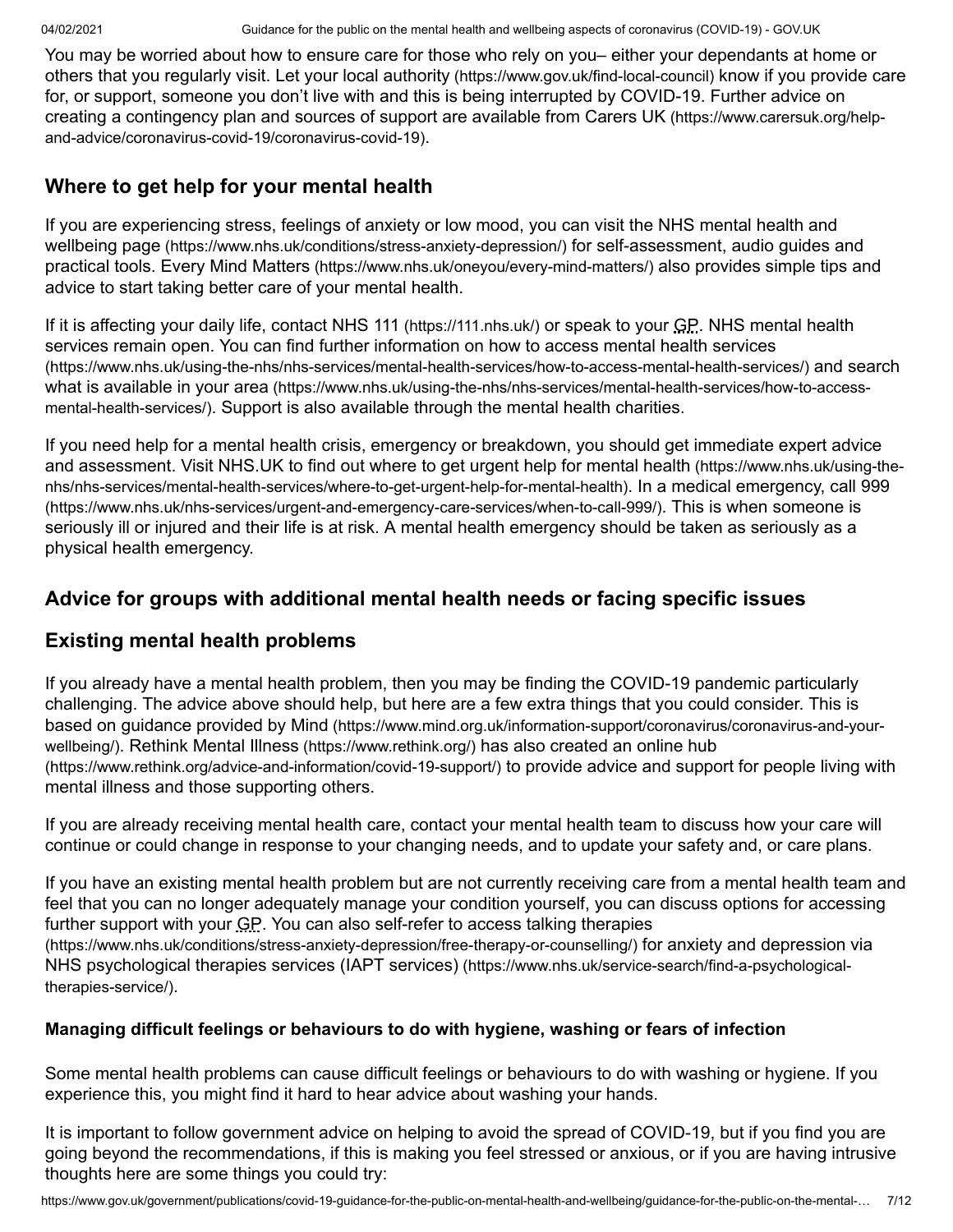You may be worried about how to ensure care for those who rely on you– either your dependants at home or others that you regularly visit. Let your local authority (https://www.gov.uk/find-local-council) know if you provide care for, or support, someone you don't live with and this is being interrupted by COVID-19. Further advice on creating a contingency plan and sources of support are available from Carers UK (https://www.carersuk.org/help-and-advice/coronavirus-covid-19/coronavirus-covid-19).

## Where to get help for your mental health

If you are experiencing stress, feelings of anxiety or low mood, you can visit the NHS mental health and wellbeing page (https://www.nhs.uk/conditions/stress-anxiety-depression/) for self-assessment, audio guides and practical tools. Every Mind Matters (https://www.nhs.uk/oneyou/every-mind-matters/) also provides simple tips and advice to start taking better care of your mental health.

If it is affecting your daily life, contact NHS 111 (https://111.nhs.uk/) or speak to your GP. NHS mental health services remain open. You can find further information on how to access mental health services (https://www.nhs.uk/using-the-nhs/nhs-services/mental-health-services/how-to-access-mental-health-services/) and search what is available in your area (https://www.nhs.uk/using-the-nhs/nhs-services/mental-health-services/how-to-access-mental-health-services/). Support is also available through the mental health charities.

If you need help for a mental health crisis, emergency or breakdown, you should get immediate expert advice and assessment. Visit NHS.UK to find out where to get urgent help for mental health (https://www.nhs.uk/using-the-nhs/nhs-services/mental-health-services/where-to-get-urgent-help-for-mental-health). In a medical emergency, call 999 (https://www.nhs.uk/nhs-services/urgent-and-emergency-care-services/when-to-call-999/). This is when someone is seriously ill or injured and their life is at risk. A mental health emergency should be taken as seriously as a physical health emergency.

## Advice for groups with additional mental health needs or facing specific issues

## Existing mental health problems

If you already have a mental health problem, then you may be finding the COVID-19 pandemic particularly challenging. The advice above should help, but here are a few extra things that you could consider. This is based on guidance provided by Mind (https://www.mind.org.uk/information-support/coronavirus/coronavirus-and-your-wellbeing/). Rethink Mental Illness (https://www.rethink.org/) has also created an online hub (https://www.rethink.org/advice-and-information/covid-19-support/) to provide advice and support for people living with mental illness and those supporting others.

If you are already receiving mental health care, contact your mental health team to discuss how your care will continue or could change in response to your changing needs, and to update your safety and, or care plans.

If you have an existing mental health problem but are not currently receiving care from a mental health team and feel that you can no longer adequately manage your condition yourself, you can discuss options for accessing further support with your GP. You can also self-refer to access talking therapies (https://www.nhs.uk/conditions/stress-anxiety-depression/free-therapy-or-counselling/) for anxiety and depression via NHS psychological therapies services (IAPT services) (https://www.nhs.uk/service-search/find-a-psychological-therapies-service/).

### Managing difficult feelings or behaviours to do with hygiene, washing or fears of infection

Some mental health problems can cause difficult feelings or behaviours to do with washing or hygiene. If you experience this, you might find it hard to hear advice about washing your hands.

It is important to follow government advice on helping to avoid the spread of COVID-19, but if you find you are going beyond the recommendations, if this is making you feel stressed or anxious, or if you are having intrusive thoughts here are some things you could try: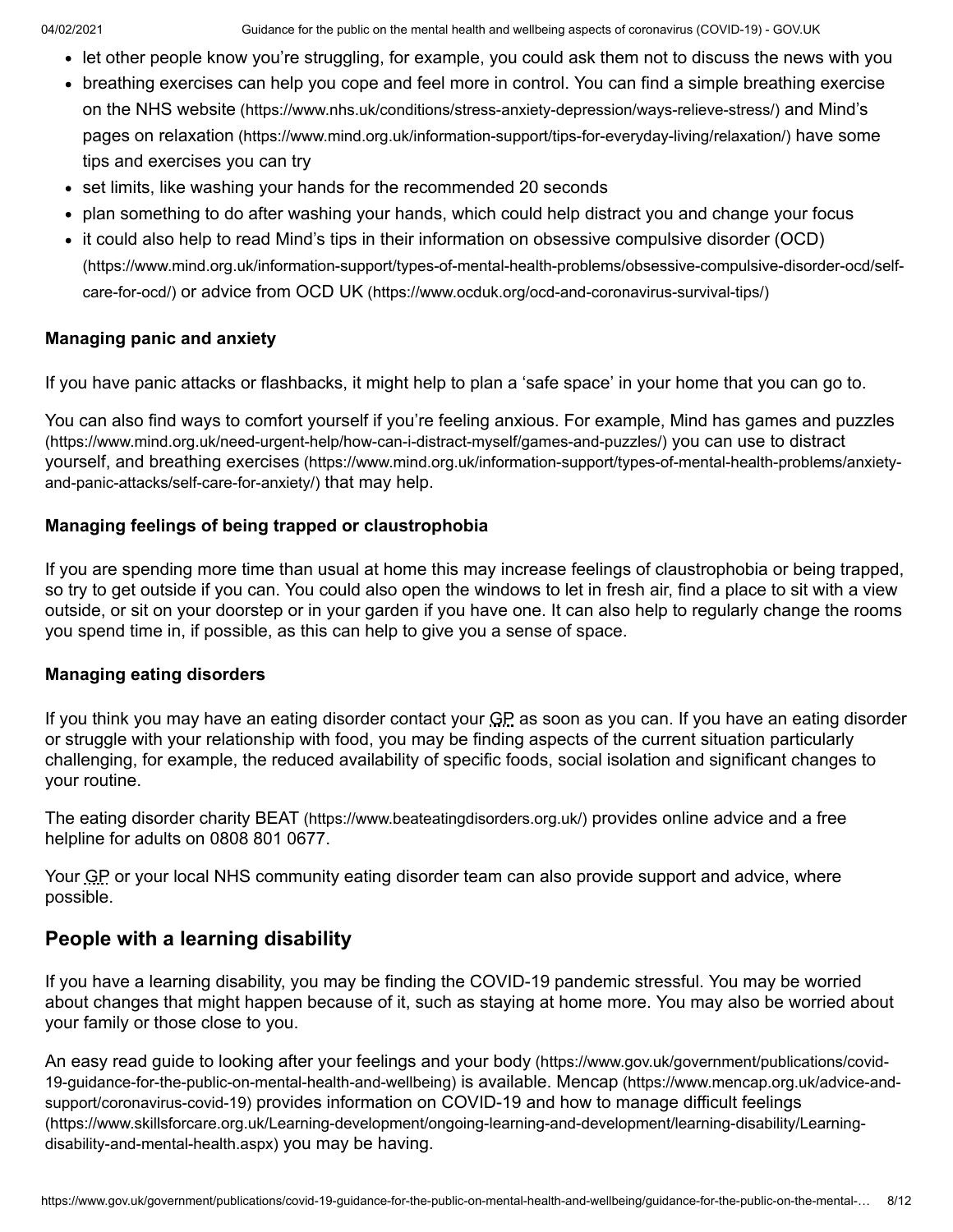- let other people know you're struggling, for example, you could ask them not to discuss the news with you
- breathing exercises can help you cope and feel more in control. You can find a simple breathing exercise on the NHS website (https://www.nhs.uk/conditions/stress-anxiety-depression/ways-relieve-stress/) and Mind's pages on relaxation (https://www.mind.org.uk/information-support/tips-for-everyday-living/relaxation/) have some tips and exercises you can try
- set limits, like washing your hands for the recommended 20 seconds
- plan something to do after washing your hands, which could help distract you and change your focus
- it could also help to read Mind's tips in their information on obsessive compulsive disorder (OCD) (https://www.mind.org.uk/information-support/types-of-mental-health-problems/obsessive-compulsive-disorder-ocd/self-care-for-ocd/) or advice from OCD UK (https://www.ocduk.org/ocd-and-coronavirus-survival-tips/)

#### Managing panic and anxiety

If you have panic attacks or flashbacks, it might help to plan a 'safe space' in your home that you can go to.

You can also find ways to comfort yourself if you're feeling anxious. For example, Mind has games and puzzles (https://www.mind.org.uk/need-urgent-help/how-can-i-distract-myself/games-and-puzzles/) you can use to distract yourself, and breathing exercises (https://www.mind.org.uk/information-support/types-of-mental-health-problems/anxiety-and-panic-attacks/self-care-for-anxiety/) that may help.

#### Managing feelings of being trapped or claustrophobia

If you are spending more time than usual at home this may increase feelings of claustrophobia or being trapped, so try to get outside if you can. You could also open the windows to let in fresh air, find a place to sit with a view outside, or sit on your doorstep or in your garden if you have one. It can also help to regularly change the rooms you spend time in, if possible, as this can help to give you a sense of space.

#### Managing eating disorders

If you think you may have an eating disorder contact your GP as soon as you can. If you have an eating disorder or struggle with your relationship with food, you may be finding aspects of the current situation particularly challenging, for example, the reduced availability of specific foods, social isolation and significant changes to your routine.

The eating disorder charity BEAT (https://www.beateatingdisorders.org.uk/) provides online advice and a free helpline for adults on 0808 801 0677.

Your GP or your local NHS community eating disorder team can also provide support and advice, where possible.

### People with a learning disability

If you have a learning disability, you may be finding the COVID-19 pandemic stressful. You may be worried about changes that might happen because of it, such as staying at home more. You may also be worried about your family or those close to you.

An easy read guide to looking after your feelings and your body (https://www.gov.uk/government/publications/covid-19-guidance-for-the-public-on-mental-health-and-wellbeing) is available. Mencap (https://www.mencap.org.uk/advice-and-support/coronavirus-covid-19) provides information on COVID-19 and how to manage difficult feelings (https://www.skillsforcare.org.uk/Learning-development/ongoing-learning-and-development/learning-disability/Learning-disability-and-mental-health.aspx) you may be having.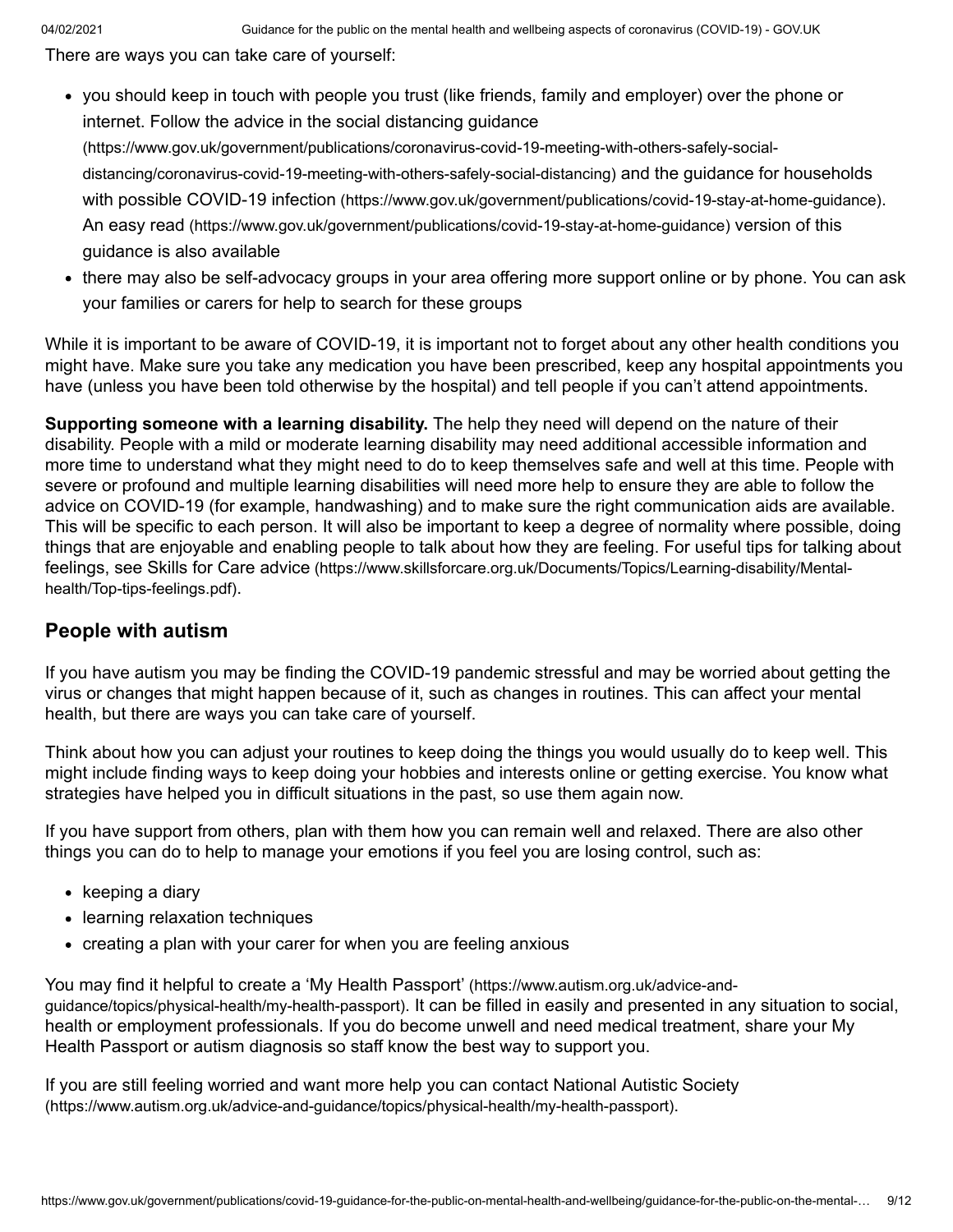There are ways you can take care of yourself:

- you should keep in touch with people you trust (like friends, family and employer) over the phone or internet. Follow the advice in the social distancing guidance (https://www.gov.uk/government/publications/coronavirus-covid-19-meeting-with-others-safely-social-distancing/coronavirus-covid-19-meeting-with-others-safely-social-distancing) and the guidance for households with possible COVID-19 infection (https://www.gov.uk/government/publications/covid-19-stay-at-home-guidance). An easy read (https://www.gov.uk/government/publications/covid-19-stay-at-home-guidance) version of this guidance is also available
- there may also be self-advocacy groups in your area offering more support online or by phone. You can ask your families or carers for help to search for these groups

While it is important to be aware of COVID-19, it is important not to forget about any other health conditions you might have. Make sure you take any medication you have been prescribed, keep any hospital appointments you have (unless you have been told otherwise by the hospital) and tell people if you can't attend appointments.

**Supporting someone with a learning disability.** The help they need will depend on the nature of their disability. People with a mild or moderate learning disability may need additional accessible information and more time to understand what they might need to do to keep themselves safe and well at this time. People with severe or profound and multiple learning disabilities will need more help to ensure they are able to follow the advice on COVID-19 (for example, handwashing) and to make sure the right communication aids are available. This will be specific to each person. It will also be important to keep a degree of normality where possible, doing things that are enjoyable and enabling people to talk about how they are feeling. For useful tips for talking about feelings, see Skills for Care advice (https://www.skillsforcare.org.uk/Documents/Topics/Learning-disability/Mental-health/Top-tips-feelings.pdf).

## People with autism

If you have autism you may be finding the COVID-19 pandemic stressful and may be worried about getting the virus or changes that might happen because of it, such as changes in routines. This can affect your mental health, but there are ways you can take care of yourself.

Think about how you can adjust your routines to keep doing the things you would usually do to keep well. This might include finding ways to keep doing your hobbies and interests online or getting exercise. You know what strategies have helped you in difficult situations in the past, so use them again now.

If you have support from others, plan with them how you can remain well and relaxed. There are also other things you can do to help to manage your emotions if you feel you are losing control, such as:

- keeping a diary
- learning relaxation techniques
- creating a plan with your carer for when you are feeling anxious

You may find it helpful to create a 'My Health Passport' (https://www.autism.org.uk/advice-and-guidance/topics/physical-health/my-health-passport). It can be filled in easily and presented in any situation to social, health or employment professionals. If you do become unwell and need medical treatment, share your My Health Passport or autism diagnosis so staff know the best way to support you.

If you are still feeling worried and want more help you can contact National Autistic Society (https://www.autism.org.uk/advice-and-guidance/topics/physical-health/my-health-passport).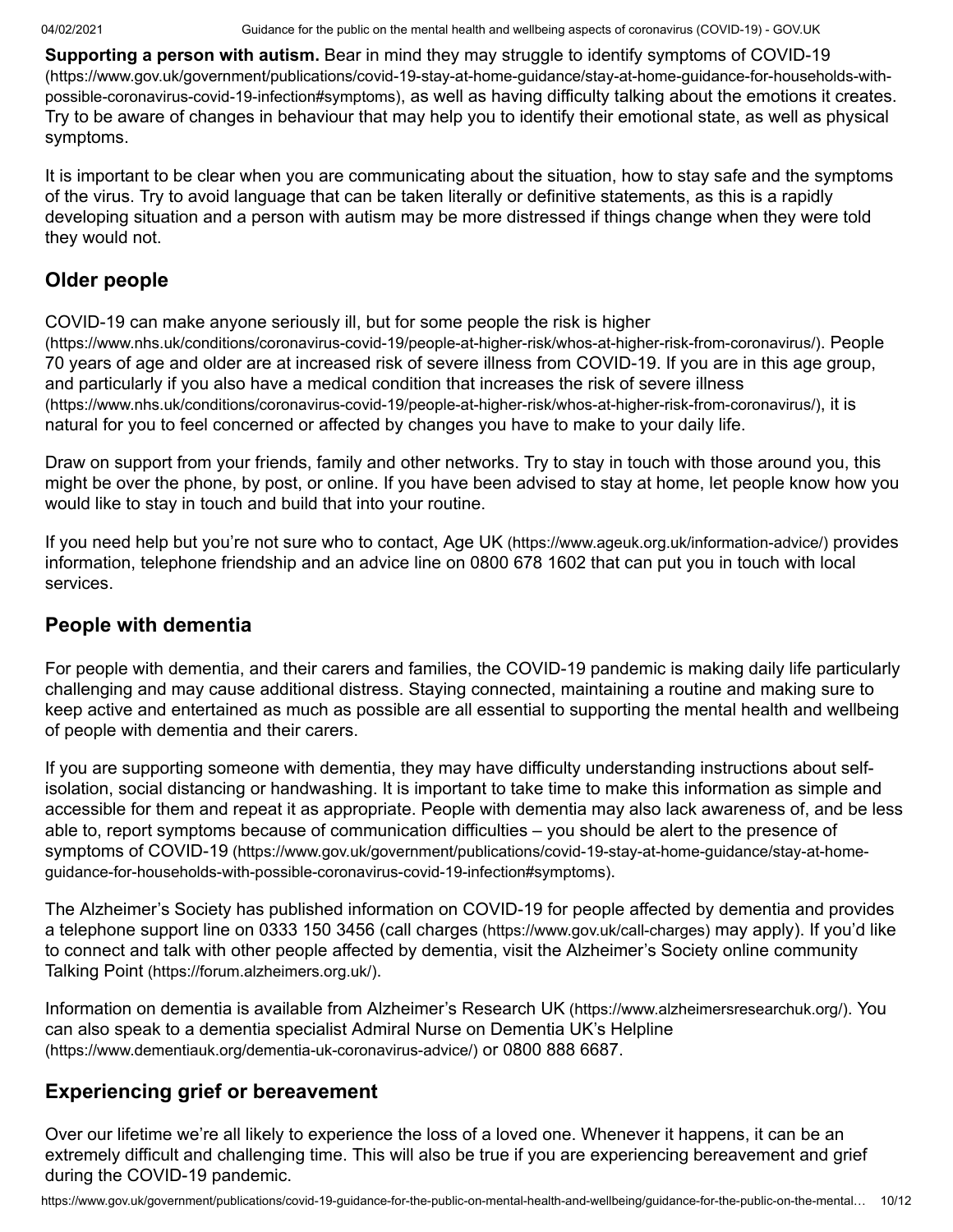**Supporting a person with autism.** Bear in mind they may struggle to identify symptoms of COVID-19 (https://www.gov.uk/government/publications/covid-19-stay-at-home-guidance/stay-at-home-guidance-for-households-with-possible-coronavirus-covid-19-infection#symptoms), as well as having difficulty talking about the emotions it creates. Try to be aware of changes in behaviour that may help you to identify their emotional state, as well as physical symptoms.

It is important to be clear when you are communicating about the situation, how to stay safe and the symptoms of the virus. Try to avoid language that can be taken literally or definitive statements, as this is a rapidly developing situation and a person with autism may be more distressed if things change when they were told they would not.

## Older people

COVID-19 can make anyone seriously ill, but for some people the risk is higher (https://www.nhs.uk/conditions/coronavirus-covid-19/people-at-higher-risk/whos-at-higher-risk-from-coronavirus/). People 70 years of age and older are at increased risk of severe illness from COVID-19. If you are in this age group, and particularly if you also have a medical condition that increases the risk of severe illness (https://www.nhs.uk/conditions/coronavirus-covid-19/people-at-higher-risk/whos-at-higher-risk-from-coronavirus/), it is natural for you to feel concerned or affected by changes you have to make to your daily life.

Draw on support from your friends, family and other networks. Try to stay in touch with those around you, this might be over the phone, by post, or online. If you have been advised to stay at home, let people know how you would like to stay in touch and build that into your routine.

If you need help but you're not sure who to contact, Age UK (https://www.ageuk.org.uk/information-advice/) provides information, telephone friendship and an advice line on 0800 678 1602 that can put you in touch with local services.

## People with dementia

For people with dementia, and their carers and families, the COVID-19 pandemic is making daily life particularly challenging and may cause additional distress. Staying connected, maintaining a routine and making sure to keep active and entertained as much as possible are all essential to supporting the mental health and wellbeing of people with dementia and their carers.

If you are supporting someone with dementia, they may have difficulty understanding instructions about self-isolation, social distancing or handwashing. It is important to take time to make this information as simple and accessible for them and repeat it as appropriate. People with dementia may also lack awareness of, and be less able to, report symptoms because of communication difficulties – you should be alert to the presence of symptoms of COVID-19 (https://www.gov.uk/government/publications/covid-19-stay-at-home-guidance/stay-at-home-guidance-for-households-with-possible-coronavirus-covid-19-infection#symptoms).

The Alzheimer's Society has published information on COVID-19 for people affected by dementia and provides a telephone support line on 0333 150 3456 (call charges (https://www.gov.uk/call-charges) may apply). If you'd like to connect and talk with other people affected by dementia, visit the Alzheimer's Society online community Talking Point (https://forum.alzheimers.org.uk/).

Information on dementia is available from Alzheimer's Research UK (https://www.alzheimersresearchuk.org/). You can also speak to a dementia specialist Admiral Nurse on Dementia UK's Helpline (https://www.dementiauk.org/dementia-uk-coronavirus-advice/) or 0800 888 6687.

## Experiencing grief or bereavement

Over our lifetime we're all likely to experience the loss of a loved one. Whenever it happens, it can be an extremely difficult and challenging time. This will also be true if you are experiencing bereavement and grief during the COVID-19 pandemic.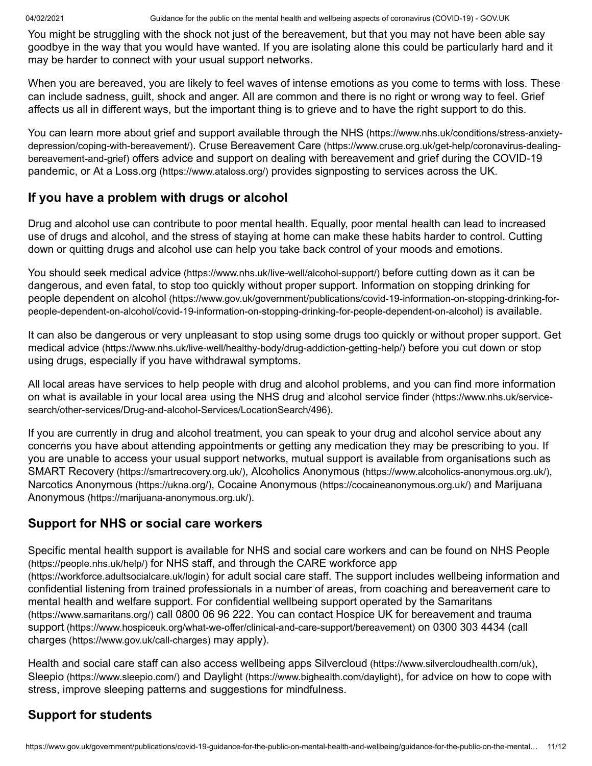You might be struggling with the shock not just of the bereavement, but that you may not have been able say goodbye in the way that you would have wanted. If you are isolating alone this could be particularly hard and it may be harder to connect with your usual support networks.

When you are bereaved, you are likely to feel waves of intense emotions as you come to terms with loss. These can include sadness, guilt, shock and anger. All are common and there is no right or wrong way to feel. Grief affects us all in different ways, but the important thing is to grieve and to have the right support to do this.

You can learn more about grief and support available through the NHS (https://www.nhs.uk/conditions/stress-anxiety-depression/coping-with-bereavement/). Cruse Bereavement Care (https://www.cruse.org.uk/get-help/coronavirus-dealing-bereavement-and-grief) offers advice and support on dealing with bereavement and grief during the COVID-19 pandemic, or At a Loss.org (https://www.ataloss.org/) provides signposting to services across the UK.

## If you have a problem with drugs or alcohol

Drug and alcohol use can contribute to poor mental health. Equally, poor mental health can lead to increased use of drugs and alcohol, and the stress of staying at home can make these habits harder to control. Cutting down or quitting drugs and alcohol use can help you take back control of your moods and emotions.

You should seek medical advice (https://www.nhs.uk/live-well/alcohol-support/) before cutting down as it can be dangerous, and even fatal, to stop too quickly without proper support. Information on stopping drinking for people dependent on alcohol (https://www.gov.uk/government/publications/covid-19-information-on-stopping-drinking-for-people-dependent-on-alcohol/covid-19-information-on-stopping-drinking-for-people-dependent-on-alcohol) is available.

It can also be dangerous or very unpleasant to stop using some drugs too quickly or without proper support. Get medical advice (https://www.nhs.uk/live-well/healthy-body/drug-addiction-getting-help/) before you cut down or stop using drugs, especially if you have withdrawal symptoms.

All local areas have services to help people with drug and alcohol problems, and you can find more information on what is available in your local area using the NHS drug and alcohol service finder (https://www.nhs.uk/service-search/other-services/Drug-and-alcohol-Services/LocationSearch/496).

If you are currently in drug and alcohol treatment, you can speak to your drug and alcohol service about any concerns you have about attending appointments or getting any medication they may be prescribing to you. If you are unable to access your usual support networks, mutual support is available from organisations such as SMART Recovery (https://smartrecovery.org.uk/), Alcoholics Anonymous (https://www.alcoholics-anonymous.org.uk/), Narcotics Anonymous (https://ukna.org/), Cocaine Anonymous (https://cocaineanonymous.org.uk/) and Marijuana Anonymous (https://marijuana-anonymous.org.uk/).

## Support for NHS or social care workers

Specific mental health support is available for NHS and social care workers and can be found on NHS People (https://people.nhs.uk/help/) for NHS staff, and through the CARE workforce app (https://workforce.adultsocialcare.uk/login) for adult social care staff. The support includes wellbeing information and confidential listening from trained professionals in a number of areas, from coaching and bereavement care to mental health and welfare support. For confidential wellbeing support operated by the Samaritans (https://www.samaritans.org/) call 0800 06 96 222. You can contact Hospice UK for bereavement and trauma support (https://www.hospiceuk.org/what-we-offer/clinical-and-care-support/bereavement) on 0300 303 4434 (call charges (https://www.gov.uk/call-charges) may apply).

Health and social care staff can also access wellbeing apps Silvercloud (https://www.silvercloudhealth.com/uk), Sleepio (https://www.sleepio.com/) and Daylight (https://www.bighealth.com/daylight), for advice on how to cope with stress, improve sleeping patterns and suggestions for mindfulness.

## Support for students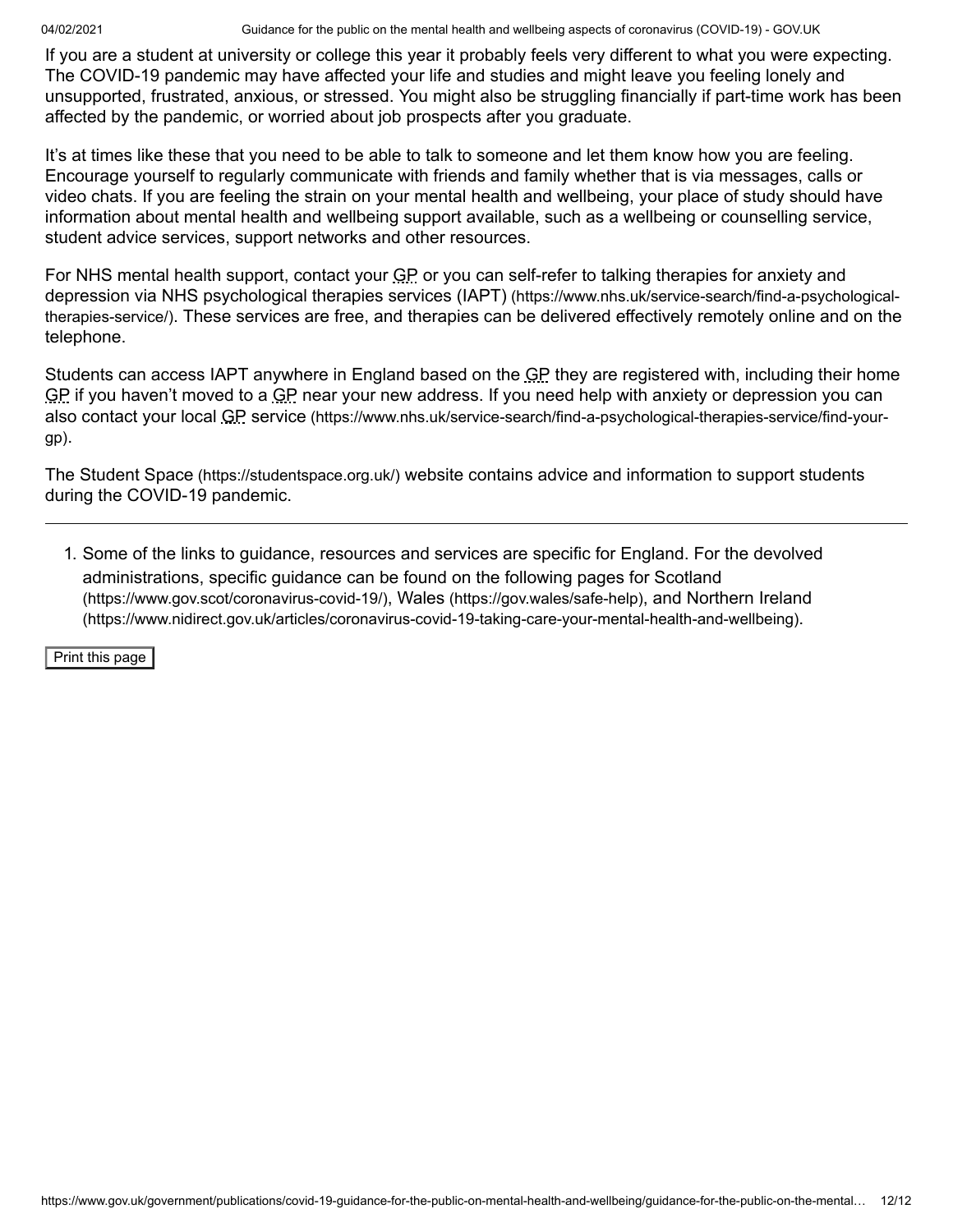If you are a student at university or college this year it probably feels very different to what you were expecting. The COVID-19 pandemic may have affected your life and studies and might leave you feeling lonely and unsupported, frustrated, anxious, or stressed. You might also be struggling financially if part-time work has been affected by the pandemic, or worried about job prospects after you graduate.

It's at times like these that you need to be able to talk to someone and let them know how you are feeling. Encourage yourself to regularly communicate with friends and family whether that is via messages, calls or video chats. If you are feeling the strain on your mental health and wellbeing, your place of study should have information about mental health and wellbeing support available, such as a wellbeing or counselling service, student advice services, support networks and other resources.

For NHS mental health support, contact your GP or you can self-refer to talking therapies for anxiety and depression via NHS psychological therapies services (IAPT) (https://www.nhs.uk/service-search/find-a-psychological-therapies-service/). These services are free, and therapies can be delivered effectively remotely online and on the telephone.

Students can access IAPT anywhere in England based on the GP they are registered with, including their home GP if you haven't moved to a GP near your new address. If you need help with anxiety or depression you can also contact your local GP service (https://www.nhs.uk/service-search/find-a-psychological-therapies-service/find-your-gp).

The Student Space (https://studentspace.org.uk/) website contains advice and information to support students during the COVID-19 pandemic.

---

1. Some of the links to guidance, resources and services are specific for England. For the devolved administrations, specific guidance can be found on the following pages for Scotland (https://www.gov.scot/coronavirus-covid-19/), Wales (https://gov.wales/safe-help), and Northern Ireland (https://www.nidirect.gov.uk/articles/coronavirus-covid-19-taking-care-your-mental-health-and-wellbeing).

Print this page